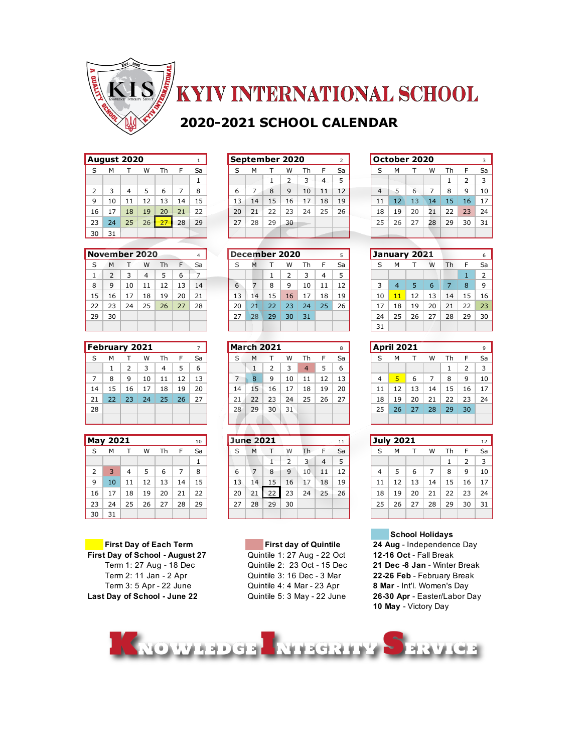# KYIV INTERNATIONAL SCHOOL

## 2020-2021 SCHOOL CALENDAR

### August 2020 (1)

| S | M | T | W | Th | F | Sa |
|---|---|---|---|---|---|---|
| | | | | | | 1 |
| 2 | 3 | 4 | 5 | 6 | 7 | 8 |
| 9 | 10 | 11 | 12 | 13 | 14 | 15 |
| 16 | 17 | 18 | 19 | 20 | 21 | 22 |
| 23 | 24 | 25 | 26 | 27 | 28 | 29 |
| 30 | 31 | | | | | |

### September 2020 (2)

| S | M | T | W | Th | F | Sa |
|---|---|---|---|---|---|---|
| | | 1 | 2 | 3 | 4 | 5 |
| 6 | 7 | 8 | 9 | 10 | 11 | 12 |
| 13 | 14 | 15 | 16 | 17 | 18 | 19 |
| 20 | 21 | 22 | 23 | 24 | 25 | 26 |
| 27 | 28 | 29 | 30 | | | |

### October 2020 (3)

| S | M | T | W | Th | F | Sa |
|---|---|---|---|---|---|---|
| | | | | 1 | 2 | 3 |
| 4 | 5 | 6 | 7 | 8 | 9 | 10 |
| 11 | 12 | 13 | 14 | 15 | 16 | 17 |
| 18 | 19 | 20 | 21 | 22 | 23 | 24 |
| 25 | 26 | 27 | 28 | 29 | 30 | 31 |

### November 2020 (4)

| S | M | T | W | Th | F | Sa |
|---|---|---|---|---|---|---|
| 1 | 2 | 3 | 4 | 5 | 6 | 7 |
| 8 | 9 | 10 | 11 | 12 | 13 | 14 |
| 15 | 16 | 17 | 18 | 19 | 20 | 21 |
| 22 | 23 | 24 | 25 | 26 | 27 | 28 |
| 29 | 30 | | | | | |

### December 2020 (5)

| S | M | T | W | Th | F | Sa |
|---|---|---|---|---|---|---|
| | | 1 | 2 | 3 | 4 | 5 |
| 6 | 7 | 8 | 9 | 10 | 11 | 12 |
| 13 | 14 | 15 | 16 | 17 | 18 | 19 |
| 20 | 21 | 22 | 23 | 24 | 25 | 26 |
| 27 | 28 | 29 | 30 | 31 | | |

### January 2021 (6)

| S | M | T | W | Th | F | Sa |
|---|---|---|---|---|---|---|
| | | | | | 1 | 2 |
| 3 | 4 | 5 | 6 | 7 | 8 | 9 |
| 10 | 11 | 12 | 13 | 14 | 15 | 16 |
| 17 | 18 | 19 | 20 | 21 | 22 | 23 |
| 24 | 25 | 26 | 27 | 28 | 29 | 30 |
| 31 | | | | | | |

### February 2021 (7)

| S | M | T | W | Th | F | Sa |
|---|---|---|---|---|---|---|
| | 1 | 2 | 3 | 4 | 5 | 6 |
| 7 | 8 | 9 | 10 | 11 | 12 | 13 |
| 14 | 15 | 16 | 17 | 18 | 19 | 20 |
| 21 | 22 | 23 | 24 | 25 | 26 | 27 |
| 28 | | | | | | |

### March 2021 (8)

| S | M | T | W | Th | F | Sa |
|---|---|---|---|---|---|---|
| | 1 | 2 | 3 | 4 | 5 | 6 |
| 7 | 8 | 9 | 10 | 11 | 12 | 13 |
| 14 | 15 | 16 | 17 | 18 | 19 | 20 |
| 21 | 22 | 23 | 24 | 25 | 26 | 27 |
| 28 | 29 | 30 | 31 | | | |

### April 2021 (9)

| S | M | T | W | Th | F | Sa |
|---|---|---|---|---|---|---|
| | | | | 1 | 2 | 3 |
| 4 | 5 | 6 | 7 | 8 | 9 | 10 |
| 11 | 12 | 13 | 14 | 15 | 16 | 17 |
| 18 | 19 | 20 | 21 | 22 | 23 | 24 |
| 25 | 26 | 27 | 28 | 29 | 30 | |

### May 2021 (10)

| S | M | T | W | Th | F | Sa |
|---|---|---|---|---|---|---|
| | | | | | | 1 |
| 2 | 3 | 4 | 5 | 6 | 7 | 8 |
| 9 | 10 | 11 | 12 | 13 | 14 | 15 |
| 16 | 17 | 18 | 19 | 20 | 21 | 22 |
| 23 | 24 | 25 | 26 | 27 | 28 | 29 |
| 30 | 31 | | | | | |

### June 2021 (11)

| S | M | T | W | Th | F | Sa |
|---|---|---|---|---|---|---|
| | | 1 | 2 | 3 | 4 | 5 |
| 6 | 7 | 8 | 9 | 10 | 11 | 12 |
| 13 | 14 | 15 | 16 | 17 | 18 | 19 |
| 20 | 21 | 22 | 23 | 24 | 25 | 26 |
| 27 | 28 | 29 | 30 | | | |

### July 2021 (12)

| S | M | T | W | Th | F | Sa |
|---|---|---|---|---|---|---|
| | | | | 1 | 2 | 3 |
| 4 | 5 | 6 | 7 | 8 | 9 | 10 |
| 11 | 12 | 13 | 14 | 15 | 16 | 17 |
| 18 | 19 | 20 | 21 | 22 | 23 | 24 |
| 25 | 26 | 27 | 28 | 29 | 30 | 31 |

**First Day of Each Term**

**First Day of School - August 27**
- Term 1: 27 Aug - 18 Dec
- Term 2: 11 Jan - 2 Apr
- Term 3: 5 Apr - 22 June

**Last Day of School - June 22**

**First day of Quintile**
- Quintile 1: 27 Aug - 22 Oct
- Quintile 2: 23 Oct - 15 Dec
- Quintile 3: 16 Dec - 3 Mar
- Quintile 4: 4 Mar - 23 Apr
- Quintile 5: 3 May - 22 June

**School Holidays**
- **24 Aug** - Independence Day
- **12-16 Oct** - Fall Break
- **21 Dec -8 Jan** - Winter Break
- **22-26 Feb** - February Break
- **8 Mar** - Int'l. Women's Day
- **26-30 Apr** - Easter/Labor Day
- **10 May** - Victory Day

KNOWLEDGE INTEGRITY SERVICE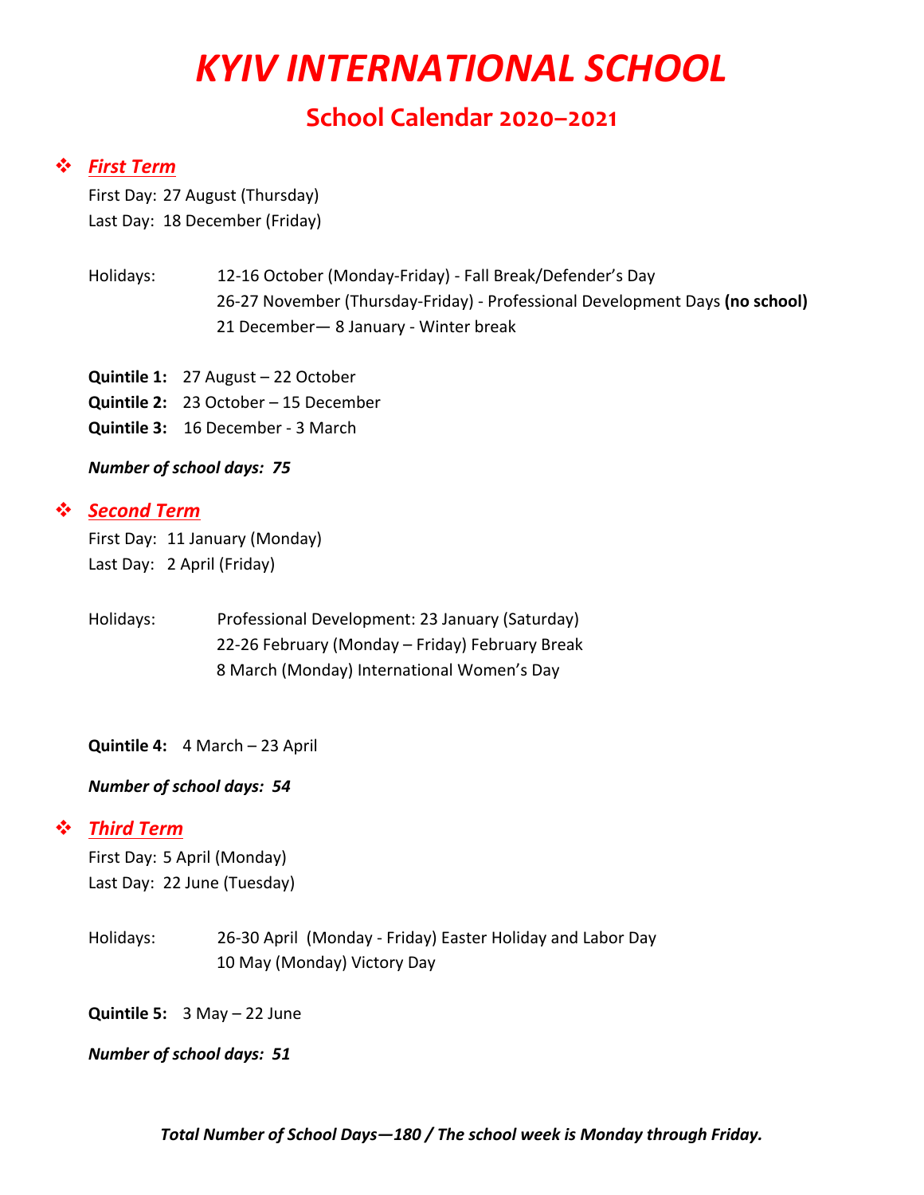# KYIV INTERNATIONAL SCHOOL

## School Calendar 2020–2021

### *First Term*

First Day: 27 August (Thursday)
Last Day: 18 December (Friday)

Holidays: 12-16 October (Monday-Friday) - Fall Break/Defender's Day
26-27 November (Thursday-Friday) - Professional Development Days **(no school)**
21 December— 8 January - Winter break

**Quintile 1:** 27 August – 22 October
**Quintile 2:** 23 October – 15 December
**Quintile 3:** 16 December - 3 March

***Number of school days: 75***

### *Second Term*

First Day: 11 January (Monday)
Last Day: 2 April (Friday)

Holidays: Professional Development: 23 January (Saturday)
22-26 February (Monday – Friday) February Break
8 March (Monday) International Women's Day

**Quintile 4:** 4 March – 23 April

***Number of school days: 54***

### *Third Term*

First Day: 5 April (Monday)
Last Day: 22 June (Tuesday)

Holidays: 26-30 April (Monday - Friday) Easter Holiday and Labor Day
10 May (Monday) Victory Day

**Quintile 5:** 3 May – 22 June

***Number of school days: 51***

***Total Number of School Days—180 / The school week is Monday through Friday.***